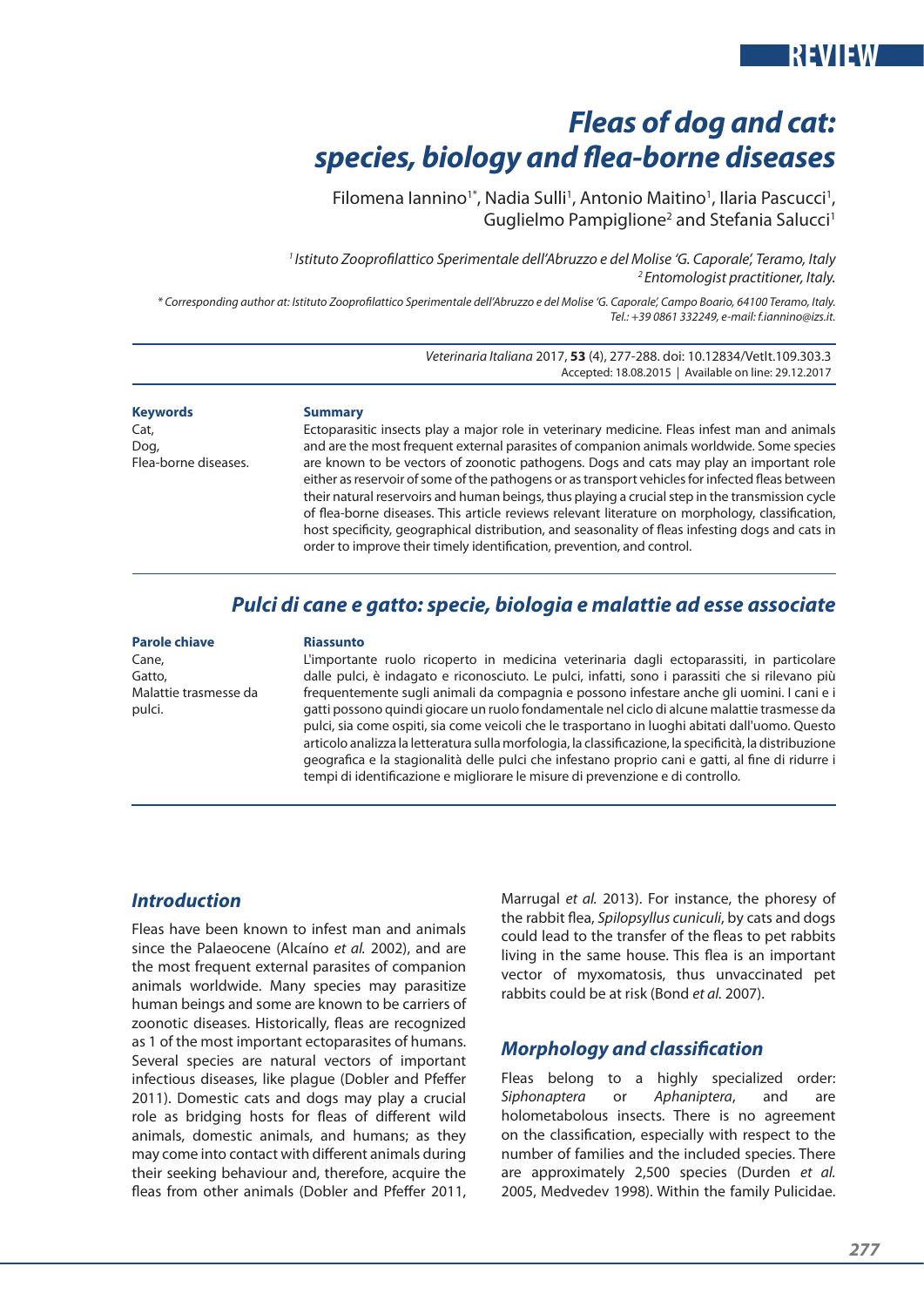REVIEW

# *Fleas of dog and cat: species, biology and flea-borne diseases*

Filomena Iannino[1*], Nadia Sulli[1], Antonio Maitino[1], Ilaria Pascucci[1], Guglielmo Pampiglione[2] and Stefania Salucci[1]

*[1] Istituto Zooprofilattico Sperimentale dell'Abruzzo e del Molise 'G. Caporale', Teramo, Italy*
*[2] Entomologist practitioner, Italy.*

*\* Corresponding author at: Istituto Zooprofilattico Sperimentale dell'Abruzzo e del Molise 'G. Caporale', Campo Boario, 64100 Teramo, Italy. Tel.: +39 0861 332249, e-mail: f.iannino@izs.it.*

*Veterinaria Italiana* 2017, **53** (4), 277-288. doi: 10.12834/VetIt.109.303.3
Accepted: 18.08.2015 | Available on line: 29.12.2017

**Keywords**
Cat,
Dog,
Flea-borne diseases.

**Summary**

Ectoparasitic insects play a major role in veterinary medicine. Fleas infest man and animals and are the most frequent external parasites of companion animals worldwide. Some species are known to be vectors of zoonotic pathogens. Dogs and cats may play an important role either as reservoir of some of the pathogens or as transport vehicles for infected fleas between their natural reservoirs and human beings, thus playing a crucial step in the transmission cycle of flea-borne diseases. This article reviews relevant literature on morphology, classification, host specificity, geographical distribution, and seasonality of fleas infesting dogs and cats in order to improve their timely identification, prevention, and control.

## *Pulci di cane e gatto: specie, biologia e malattie ad esse associate*

**Parole chiave**
Cane,
Gatto,
Malattie trasmesse da pulci.

**Riassunto**

L'importante ruolo ricoperto in medicina veterinaria dagli ectoparassiti, in particolare dalle pulci, è indagato e riconosciuto. Le pulci, infatti, sono i parassiti che si rilevano più frequentemente sugli animali da compagnia e possono infestare anche gli uomini. I cani e i gatti possono quindi giocare un ruolo fondamentale nel ciclo di alcune malattie trasmesse da pulci, sia come ospiti, sia come veicoli che le trasportano in luoghi abitati dall'uomo. Questo articolo analizza la letteratura sulla morfologia, la classificazione, la specificità, la distribuzione geografica e la stagionalità delle pulci che infestano proprio cani e gatti, al fine di ridurre i tempi di identificazione e migliorare le misure di prevenzione e di controllo.

## *Introduction*

Fleas have been known to infest man and animals since the Palaeocene (Alcaíno *et al.* 2002), and are the most frequent external parasites of companion animals worldwide. Many species may parasitize human beings and some are known to be carriers of zoonotic diseases. Historically, fleas are recognized as 1 of the most important ectoparasites of humans. Several species are natural vectors of important infectious diseases, like plague (Dobler and Pfeffer 2011). Domestic cats and dogs may play a crucial role as bridging hosts for fleas of different wild animals, domestic animals, and humans; as they may come into contact with different animals during their seeking behaviour and, therefore, acquire the fleas from other animals (Dobler and Pfeffer 2011, Marrugal *et al.* 2013). For instance, the phoresy of the rabbit flea, *Spilopsyllus cuniculi*, by cats and dogs could lead to the transfer of the fleas to pet rabbits living in the same house. This flea is an important vector of myxomatosis, thus unvaccinated pet rabbits could be at risk (Bond *et al.* 2007).

## *Morphology and classification*

Fleas belong to a highly specialized order: *Siphonaptera* or *Aphaniptera*, and are holometabolous insects. There is no agreement on the classification, especially with respect to the number of families and the included species. There are approximately 2,500 species (Durden *et al.* 2005, Medvedev 1998). Within the family Pulicidae.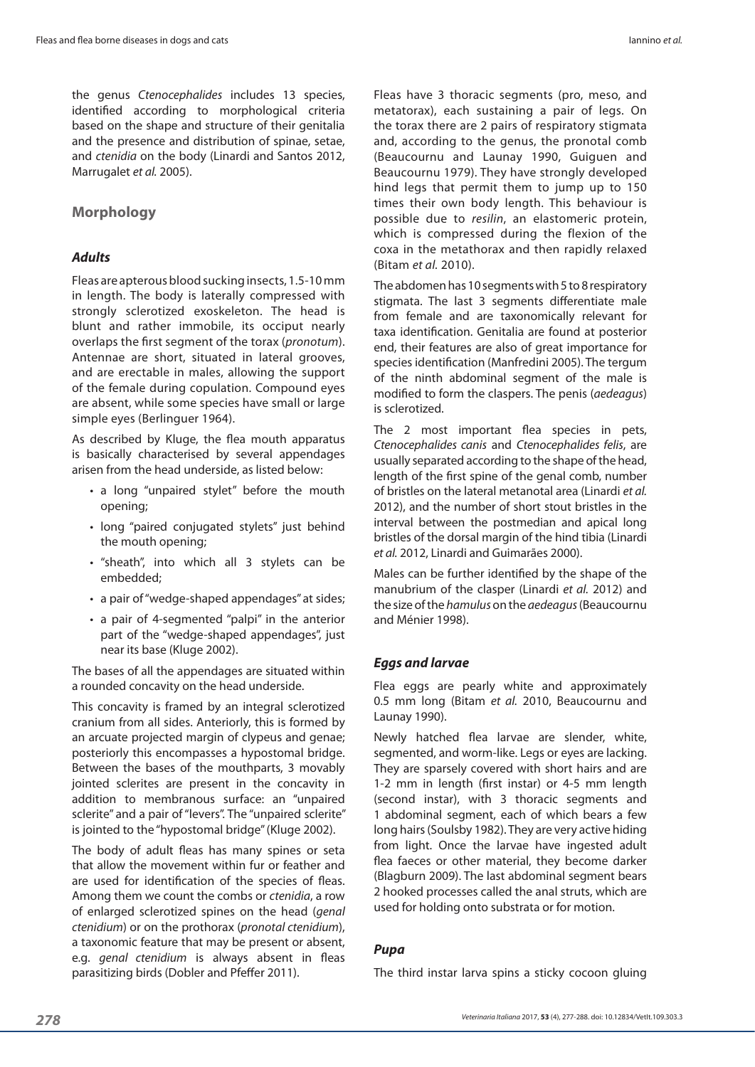the genus *Ctenocephalides* includes 13 species, identified according to morphological criteria based on the shape and structure of their genitalia and the presence and distribution of spinae, setae, and *ctenidia* on the body (Linardi and Santos 2012, Marrugalet *et al.* 2005).

## Morphology

### Adults

Fleas are apterous blood sucking insects, 1.5-10 mm in length. The body is laterally compressed with strongly sclerotized exoskeleton. The head is blunt and rather immobile, its occiput nearly overlaps the first segment of the torax (*pronotum*). Antennae are short, situated in lateral grooves, and are erectable in males, allowing the support of the female during copulation. Compound eyes are absent, while some species have small or large simple eyes (Berlinguer 1964).

As described by Kluge, the flea mouth apparatus is basically characterised by several appendages arisen from the head underside, as listed below:

- a long "unpaired stylet" before the mouth opening;
- long "paired conjugated stylets" just behind the mouth opening;
- "sheath", into which all 3 stylets can be embedded;
- a pair of "wedge-shaped appendages" at sides;
- a pair of 4-segmented "palpi" in the anterior part of the "wedge-shaped appendages", just near its base (Kluge 2002).

The bases of all the appendages are situated within a rounded concavity on the head underside.

This concavity is framed by an integral sclerotized cranium from all sides. Anteriorly, this is formed by an arcuate projected margin of clypeus and genae; posteriorly this encompasses a hypostomal bridge. Between the bases of the mouthparts, 3 movably jointed sclerites are present in the concavity in addition to membranous surface: an "unpaired sclerite" and a pair of "levers". The "unpaired sclerite" is jointed to the "hypostomal bridge" (Kluge 2002).

The body of adult fleas has many spines or seta that allow the movement within fur or feather and are used for identification of the species of fleas. Among them we count the combs or *ctenidia*, a row of enlarged sclerotized spines on the head (*genal ctenidium*) or on the prothorax (*pronotal ctenidium*), a taxonomic feature that may be present or absent, e.g. *genal ctenidium* is always absent in fleas parasitizing birds (Dobler and Pfeffer 2011).

Fleas have 3 thoracic segments (pro, meso, and metatorax), each sustaining a pair of legs. On the torax there are 2 pairs of respiratory stigmata and, according to the genus, the pronotal comb (Beaucournu and Launay 1990, Guiguen and Beaucournu 1979). They have strongly developed hind legs that permit them to jump up to 150 times their own body length. This behaviour is possible due to *resilin*, an elastomeric protein, which is compressed during the flexion of the coxa in the metathorax and then rapidly relaxed (Bitam *et al.* 2010).

The abdomen has 10 segments with 5 to 8 respiratory stigmata. The last 3 segments differentiate male from female and are taxonomically relevant for taxa identification. Genitalia are found at posterior end, their features are also of great importance for species identification (Manfredini 2005). The tergum of the ninth abdominal segment of the male is modified to form the claspers. The penis (*aedeagus*) is sclerotized.

The 2 most important flea species in pets, *Ctenocephalides canis* and *Ctenocephalides felis*, are usually separated according to the shape of the head, length of the first spine of the genal comb, number of bristles on the lateral metanotal area (Linardi *et al.* 2012), and the number of short stout bristles in the interval between the postmedian and apical long bristles of the dorsal margin of the hind tibia (Linardi *et al.* 2012, Linardi and Guimarães 2000).

Males can be further identified by the shape of the manubrium of the clasper (Linardi *et al.* 2012) and the size of the *hamulus* on the *aedeagus* (Beaucournu and Ménier 1998).

### Eggs and larvae

Flea eggs are pearly white and approximately 0.5 mm long (Bitam *et al.* 2010, Beaucournu and Launay 1990).

Newly hatched flea larvae are slender, white, segmented, and worm-like. Legs or eyes are lacking. They are sparsely covered with short hairs and are 1-2 mm in length (first instar) or 4-5 mm length (second instar), with 3 thoracic segments and 1 abdominal segment, each of which bears a few long hairs (Soulsby 1982). They are very active hiding from light. Once the larvae have ingested adult flea faeces or other material, they become darker (Blagburn 2009). The last abdominal segment bears 2 hooked processes called the anal struts, which are used for holding onto substrata or for motion.

### Pupa

The third instar larva spins a sticky cocoon gluing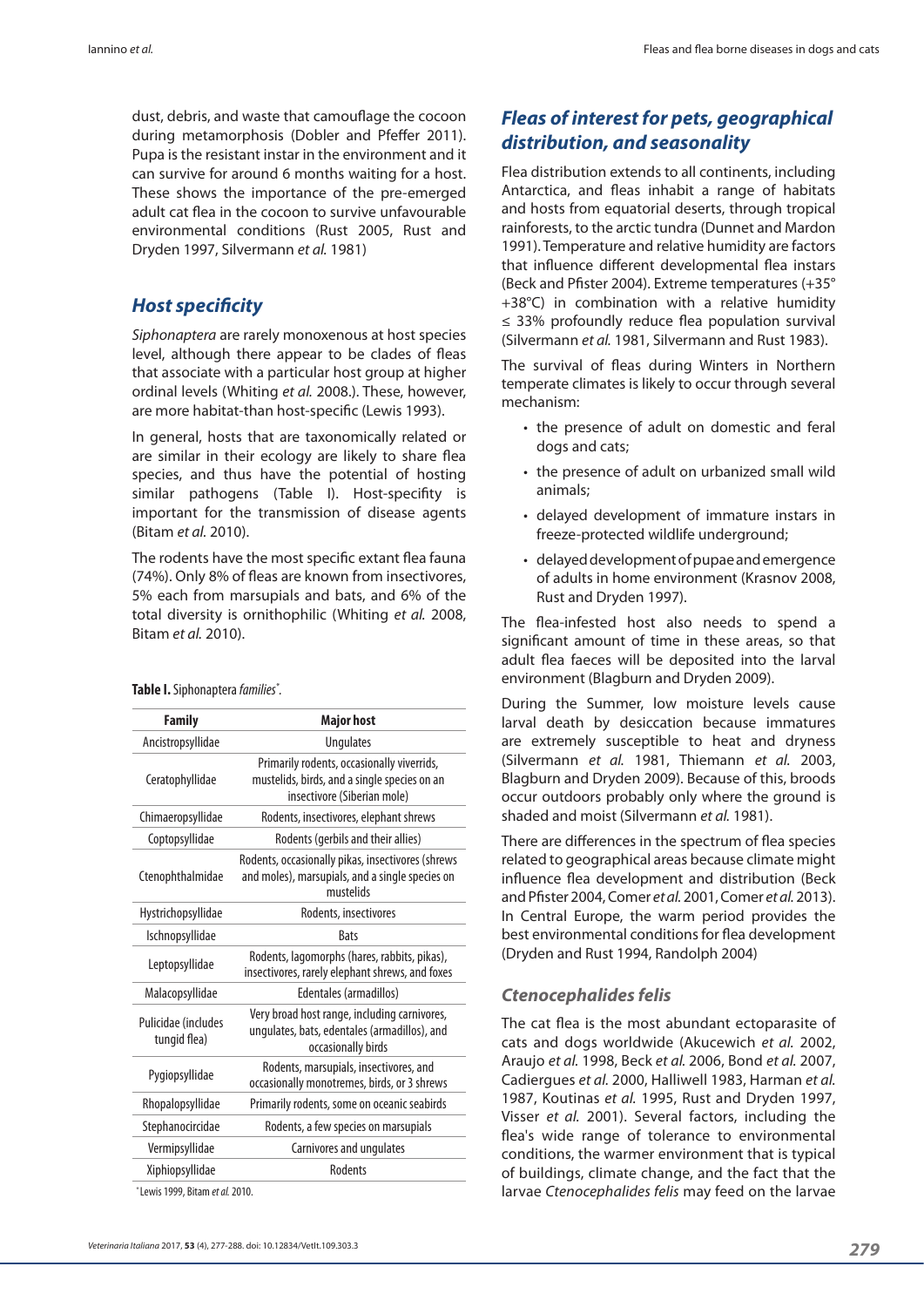dust, debris, and waste that camouflage the cocoon during metamorphosis (Dobler and Pfeffer 2011). Pupa is the resistant instar in the environment and it can survive for around 6 months waiting for a host. These shows the importance of the pre-emerged adult cat flea in the cocoon to survive unfavourable environmental conditions (Rust 2005, Rust and Dryden 1997, Silvermann *et al.* 1981)

## *Host specificity*

*Siphonaptera* are rarely monoxenous at host species level, although there appear to be clades of fleas that associate with a particular host group at higher ordinal levels (Whiting *et al.* 2008.). These, however, are more habitat-than host-specific (Lewis 1993).

In general, hosts that are taxonomically related or are similar in their ecology are likely to share flea species, and thus have the potential of hosting similar pathogens (Table I). Host-specifity is important for the transmission of disease agents (Bitam *et al.* 2010).

The rodents have the most specific extant flea fauna (74%). Only 8% of fleas are known from insectivores, 5% each from marsupials and bats, and 6% of the total diversity is ornithophilic (Whiting *et al.* 2008, Bitam *et al.* 2010).

**Table I.** Siphonaptera *families*[*].

| Family | Major host |
|---|---|
| Ancistropsyllidae | Ungulates |
| Ceratophyllidae | Primarily rodents, occasionally viverrids, mustelids, birds, and a single species on an insectivore (Siberian mole) |
| Chimaeropsyllidae | Rodents, insectivores, elephant shrews |
| Coptopsyllidae | Rodents (gerbils and their allies) |
| Ctenophthalmidae | Rodents, occasionally pikas, insectivores (shrews and moles), marsupials, and a single species on mustelids |
| Hystrichopsyllidae | Rodents, insectivores |
| Ischnopsyllidae | Bats |
| Leptopsyllidae | Rodents, lagomorphs (hares, rabbits, pikas), insectivores, rarely elephant shrews, and foxes |
| Malacopsyllidae | Edentales (armadillos) |
| Pulicidae (includes tungid flea) | Very broad host range, including carnivores, ungulates, bats, edentales (armadillos), and occasionally birds |
| Pygiopsyllidae | Rodents, marsupials, insectivores, and occasionally monotremes, birds, or 3 shrews |
| Rhopalopsyllidae | Primarily rodents, some on oceanic seabirds |
| Stephanocircidae | Rodents, a few species on marsupials |
| Vermipsyllidae | Carnivores and ungulates |
| Xiphiopsyllidae | Rodents |

[*]Lewis 1999, Bitam *et al.* 2010.

## *Fleas of interest for pets, geographical distribution, and seasonality*

Flea distribution extends to all continents, including Antarctica, and fleas inhabit a range of habitats and hosts from equatorial deserts, through tropical rainforests, to the arctic tundra (Dunnet and Mardon 1991). Temperature and relative humidity are factors that influence different developmental flea instars (Beck and Pfister 2004). Extreme temperatures (+35° +38°C) in combination with a relative humidity ≤ 33% profoundly reduce flea population survival (Silvermann *et al.* 1981, Silvermann and Rust 1983).

The survival of fleas during Winters in Northern temperate climates is likely to occur through several mechanism:

- the presence of adult on domestic and feral dogs and cats;
- the presence of adult on urbanized small wild animals;
- delayed development of immature instars in freeze-protected wildlife underground;
- delayed development of pupae and emergence of adults in home environment (Krasnov 2008, Rust and Dryden 1997).

The flea-infested host also needs to spend a significant amount of time in these areas, so that adult flea faeces will be deposited into the larval environment (Blagburn and Dryden 2009).

During the Summer, low moisture levels cause larval death by desiccation because immatures are extremely susceptible to heat and dryness (Silvermann *et al.* 1981, Thiemann *et al.* 2003, Blagburn and Dryden 2009). Because of this, broods occur outdoors probably only where the ground is shaded and moist (Silvermann *et al.* 1981).

There are differences in the spectrum of flea species related to geographical areas because climate might influence flea development and distribution (Beck and Pfister 2004, Comer *et al.* 2001, Comer *et al.* 2013). In Central Europe, the warm period provides the best environmental conditions for flea development (Dryden and Rust 1994, Randolph 2004)

### *Ctenocephalides felis*

The cat flea is the most abundant ectoparasite of cats and dogs worldwide (Akucewich *et al.* 2002, Araujo *et al.* 1998, Beck *et al.* 2006, Bond *et al.* 2007, Cadiergues *et al.* 2000, Halliwell 1983, Harman *et al.* 1987, Koutinas *et al.* 1995, Rust and Dryden 1997, Visser *et al.* 2001). Several factors, including the flea's wide range of tolerance to environmental conditions, the warmer environment that is typical of buildings, climate change, and the fact that the larvae *Ctenocephalides felis* may feed on the larvae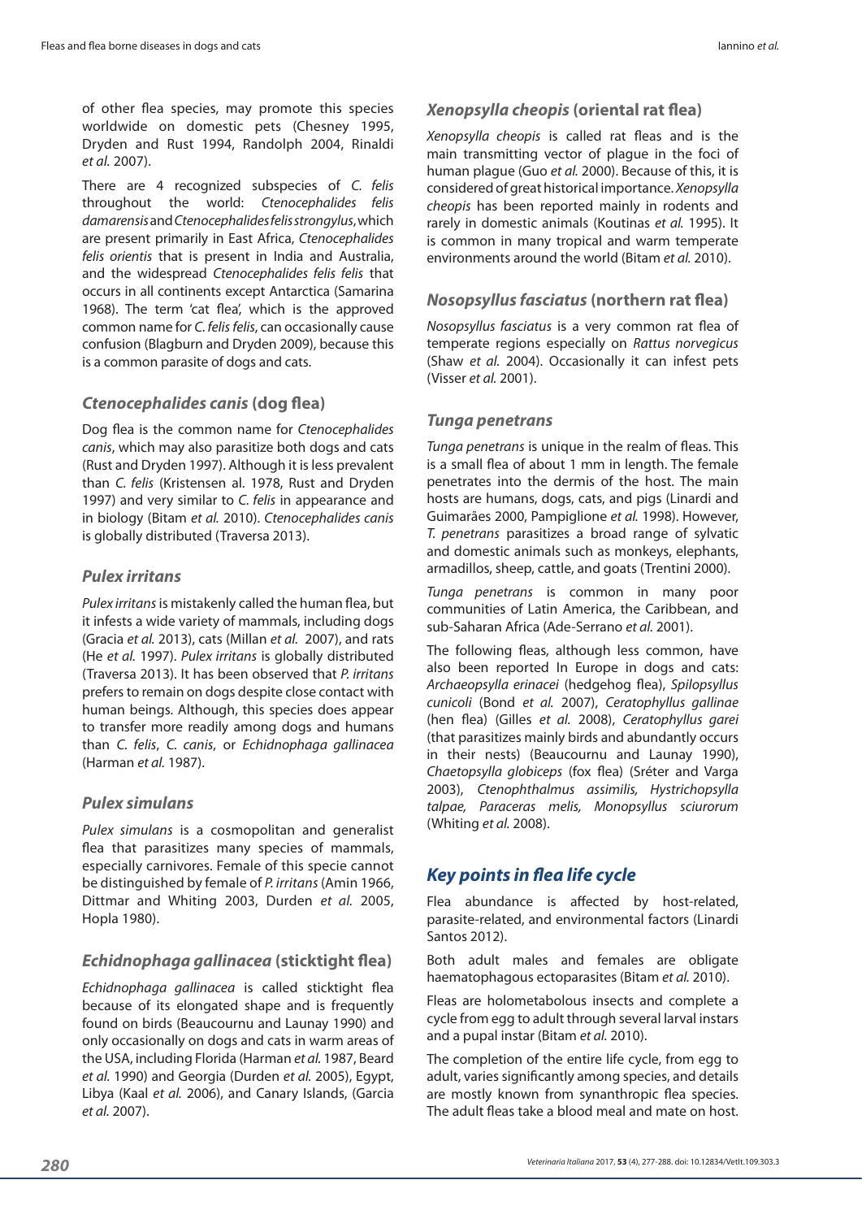of other flea species, may promote this species worldwide on domestic pets (Chesney 1995, Dryden and Rust 1994, Randolph 2004, Rinaldi *et al.* 2007).

There are 4 recognized subspecies of *C. felis* throughout the world: *Ctenocephalides felis damarensis* and *Ctenocephalides felis strongylus*, which are present primarily in East Africa, *Ctenocephalides felis orientis* that is present in India and Australia, and the widespread *Ctenocephalides felis felis* that occurs in all continents except Antarctica (Samarina 1968). The term 'cat flea', which is the approved common name for *C. felis felis*, can occasionally cause confusion (Blagburn and Dryden 2009), because this is a common parasite of dogs and cats.

### *Ctenocephalides canis* (dog flea)

Dog flea is the common name for *Ctenocephalides canis*, which may also parasitize both dogs and cats (Rust and Dryden 1997). Although it is less prevalent than *C. felis* (Kristensen al. 1978, Rust and Dryden 1997) and very similar to *C. felis* in appearance and in biology (Bitam *et al.* 2010). *Ctenocephalides canis* is globally distributed (Traversa 2013).

### *Pulex irritans*

*Pulex irritans* is mistakenly called the human flea, but it infests a wide variety of mammals, including dogs (Gracia *et al.* 2013), cats (Millan *et al.* 2007), and rats (He *et al.* 1997). *Pulex irritans* is globally distributed (Traversa 2013). It has been observed that *P. irritans* prefers to remain on dogs despite close contact with human beings. Although, this species does appear to transfer more readily among dogs and humans than *C. felis*, *C. canis*, or *Echidnophaga gallinacea* (Harman *et al.* 1987).

### *Pulex simulans*

*Pulex simulans* is a cosmopolitan and generalist flea that parasitizes many species of mammals, especially carnivores. Female of this specie cannot be distinguished by female of *P. irritans* (Amin 1966, Dittmar and Whiting 2003, Durden *et al.* 2005, Hopla 1980).

### *Echidnophaga gallinacea* (sticktight flea)

*Echidnophaga gallinacea* is called sticktight flea because of its elongated shape and is frequently found on birds (Beaucournu and Launay 1990) and only occasionally on dogs and cats in warm areas of the USA, including Florida (Harman *et al.* 1987, Beard *et al.* 1990) and Georgia (Durden *et al.* 2005), Egypt, Libya (Kaal *et al.* 2006), and Canary Islands, (Garcia *et al.* 2007).

### *Xenopsylla cheopis* (oriental rat flea)

*Xenopsylla cheopis* is called rat fleas and is the main transmitting vector of plague in the foci of human plague (Guo *et al.* 2000). Because of this, it is considered of great historical importance. *Xenopsylla cheopis* has been reported mainly in rodents and rarely in domestic animals (Koutinas *et al.* 1995). It is common in many tropical and warm temperate environments around the world (Bitam *et al.* 2010).

### *Nosopsyllus fasciatus* (northern rat flea)

*Nosopsyllus fasciatus* is a very common rat flea of temperate regions especially on *Rattus norvegicus* (Shaw *et al.* 2004). Occasionally it can infest pets (Visser *et al.* 2001).

### *Tunga penetrans*

*Tunga penetrans* is unique in the realm of fleas. This is a small flea of about 1 mm in length. The female penetrates into the dermis of the host. The main hosts are humans, dogs, cats, and pigs (Linardi and Guimarães 2000, Pampiglione *et al.* 1998). However, *T. penetrans* parasitizes a broad range of sylvatic and domestic animals such as monkeys, elephants, armadillos, sheep, cattle, and goats (Trentini 2000).

*Tunga penetrans* is common in many poor communities of Latin America, the Caribbean, and sub-Saharan Africa (Ade-Serrano *et al.* 2001).

The following fleas, although less common, have also been reported In Europe in dogs and cats: *Archaeopsylla erinacei* (hedgehog flea), *Spilopsyllus cunicoli* (Bond *et al.* 2007), *Ceratophyllus gallinae* (hen flea) (Gilles *et al.* 2008), *Ceratophyllus garei* (that parasitizes mainly birds and abundantly occurs in their nests) (Beaucournu and Launay 1990), *Chaetopsylla globiceps* (fox flea) (Sréter and Varga 2003), *Ctenophthalmus assimilis, Hystrichopsylla talpae, Paraceras melis, Monopsyllus sciurorum* (Whiting *et al.* 2008).

## Key points in flea life cycle

Flea abundance is affected by host-related, parasite-related, and environmental factors (Linardi Santos 2012).

Both adult males and females are obligate haematophagous ectoparasites (Bitam *et al.* 2010).

Fleas are holometabolous insects and complete a cycle from egg to adult through several larval instars and a pupal instar (Bitam *et al.* 2010).

The completion of the entire life cycle, from egg to adult, varies significantly among species, and details are mostly known from synanthropic flea species. The adult fleas take a blood meal and mate on host.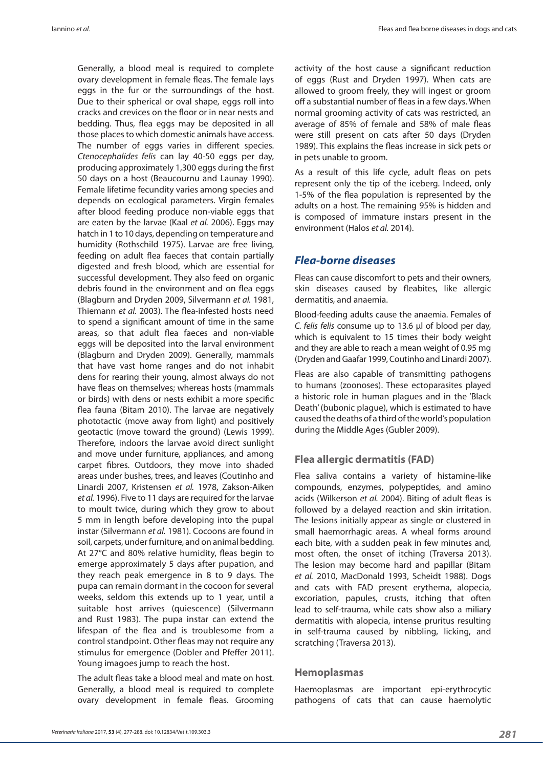Generally, a blood meal is required to complete ovary development in female fleas. The female lays eggs in the fur or the surroundings of the host. Due to their spherical or oval shape, eggs roll into cracks and crevices on the floor or in near nests and bedding. Thus, flea eggs may be deposited in all those places to which domestic animals have access. The number of eggs varies in different species. *Ctenocephalides felis* can lay 40-50 eggs per day, producing approximately 1,300 eggs during the first 50 days on a host (Beaucournu and Launay 1990). Female lifetime fecundity varies among species and depends on ecological parameters. Virgin females after blood feeding produce non-viable eggs that are eaten by the larvae (Kaal *et al.* 2006). Eggs may hatch in 1 to 10 days, depending on temperature and humidity (Rothschild 1975). Larvae are free living, feeding on adult flea faeces that contain partially digested and fresh blood, which are essential for successful development. They also feed on organic debris found in the environment and on flea eggs (Blagburn and Dryden 2009, Silvermann *et al.* 1981, Thiemann *et al.* 2003). The flea-infested hosts need to spend a significant amount of time in the same areas, so that adult flea faeces and non-viable eggs will be deposited into the larval environment (Blagburn and Dryden 2009). Generally, mammals that have vast home ranges and do not inhabit dens for rearing their young, almost always do not have fleas on themselves; whereas hosts (mammals or birds) with dens or nests exhibit a more specific flea fauna (Bitam 2010). The larvae are negatively phototactic (move away from light) and positively geotactic (move toward the ground) (Lewis 1999). Therefore, indoors the larvae avoid direct sunlight and move under furniture, appliances, and among carpet fibres. Outdoors, they move into shaded areas under bushes, trees, and leaves (Coutinho and Linardi 2007, Kristensen *et al.* 1978, Zakson-Aiken *et al.* 1996). Five to 11 days are required for the larvae to moult twice, during which they grow to about 5 mm in length before developing into the pupal instar (Silvermann *et al.* 1981). Cocoons are found in soil, carpets, under furniture, and on animal bedding. At 27°C and 80% relative humidity, fleas begin to emerge approximately 5 days after pupation, and they reach peak emergence in 8 to 9 days. The pupa can remain dormant in the cocoon for several weeks, seldom this extends up to 1 year, until a suitable host arrives (quiescence) (Silvermann and Rust 1983). The pupa instar can extend the lifespan of the flea and is troublesome from a control standpoint. Other fleas may not require any stimulus for emergence (Dobler and Pfeffer 2011). Young imagoes jump to reach the host.

The adult fleas take a blood meal and mate on host. Generally, a blood meal is required to complete ovary development in female fleas. Grooming activity of the host cause a significant reduction of eggs (Rust and Dryden 1997). When cats are allowed to groom freely, they will ingest or groom off a substantial number of fleas in a few days. When normal grooming activity of cats was restricted, an average of 85% of female and 58% of male fleas were still present on cats after 50 days (Dryden 1989). This explains the fleas increase in sick pets or in pets unable to groom.

As a result of this life cycle, adult fleas on pets represent only the tip of the iceberg. Indeed, only 1-5% of the flea population is represented by the adults on a host. The remaining 95% is hidden and is composed of immature instars present in the environment (Halos *et al.* 2014).

## *Flea-borne diseases*

Fleas can cause discomfort to pets and their owners, skin diseases caused by fleabites, like allergic dermatitis, and anaemia.

Blood-feeding adults cause the anaemia. Females of *C. felis felis* consume up to 13.6 µl of blood per day, which is equivalent to 15 times their body weight and they are able to reach a mean weight of 0.95 mg (Dryden and Gaafar 1999, Coutinho and Linardi 2007).

Fleas are also capable of transmitting pathogens to humans (zoonoses). These ectoparasites played a historic role in human plagues and in the 'Black Death' (bubonic plague), which is estimated to have caused the deaths of a third of the world's population during the Middle Ages (Gubler 2009).

### Flea allergic dermatitis (FAD)

Flea saliva contains a variety of histamine-like compounds, enzymes, polypeptides, and amino acids (Wilkerson *et al.* 2004). Biting of adult fleas is followed by a delayed reaction and skin irritation. The lesions initially appear as single or clustered in small haemorrhagic areas. A wheal forms around each bite, with a sudden peak in few minutes and, most often, the onset of itching (Traversa 2013). The lesion may become hard and papillar (Bitam *et al.* 2010, MacDonald 1993, Scheidt 1988). Dogs and cats with FAD present erythema, alopecia, excoriation, papules, crusts, itching that often lead to self-trauma, while cats show also a miliary dermatitis with alopecia, intense pruritus resulting in self-trauma caused by nibbling, licking, and scratching (Traversa 2013).

### Hemoplasmas

Haemoplasmas are important epi-erythrocytic pathogens of cats that can cause haemolytic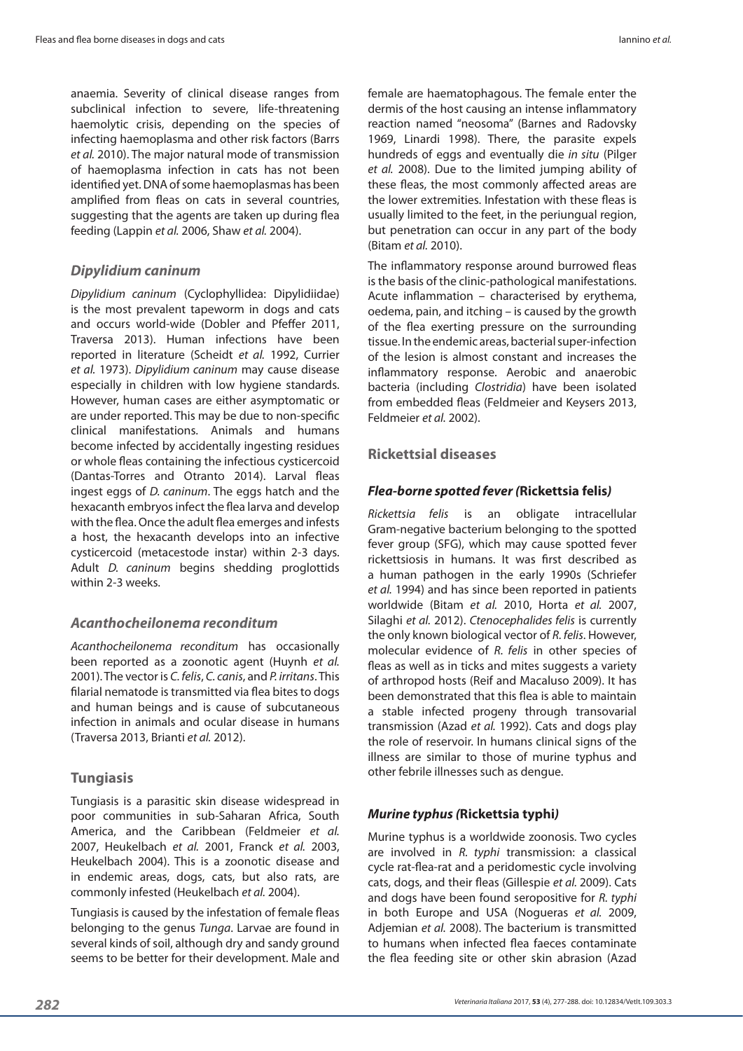anaemia. Severity of clinical disease ranges from subclinical infection to severe, life-threatening haemolytic crisis, depending on the species of infecting haemoplasma and other risk factors (Barrs *et al.* 2010). The major natural mode of transmission of haemoplasma infection in cats has not been identified yet. DNA of some haemoplasmas has been amplified from fleas on cats in several countries, suggesting that the agents are taken up during flea feeding (Lappin *et al.* 2006, Shaw *et al.* 2004).

### *Dipylidium caninum*

*Dipylidium caninum* (Cyclophyllidea: Dipylidiidae) is the most prevalent tapeworm in dogs and cats and occurs world-wide (Dobler and Pfeffer 2011, Traversa 2013). Human infections have been reported in literature (Scheidt *et al.* 1992, Currier *et al.* 1973). *Dipylidium caninum* may cause disease especially in children with low hygiene standards. However, human cases are either asymptomatic or are under reported. This may be due to non-specific clinical manifestations. Animals and humans become infected by accidentally ingesting residues or whole fleas containing the infectious cysticercoid (Dantas-Torres and Otranto 2014). Larval fleas ingest eggs of *D. caninum*. The eggs hatch and the hexacanth embryos infect the flea larva and develop with the flea. Once the adult flea emerges and infests a host, the hexacanth develops into an infective cysticercoid (metacestode instar) within 2-3 days. Adult *D. caninum* begins shedding proglottids within 2-3 weeks.

### *Acanthocheilonema reconditum*

*Acanthocheilonema reconditum* has occasionally been reported as a zoonotic agent (Huynh *et al.* 2001). The vector is *C. felis*, *C. canis*, and *P. irritans*. This filarial nematode is transmitted via flea bites to dogs and human beings and is cause of subcutaneous infection in animals and ocular disease in humans (Traversa 2013, Brianti *et al.* 2012).

## Tungiasis

Tungiasis is a parasitic skin disease widespread in poor communities in sub-Saharan Africa, South America, and the Caribbean (Feldmeier *et al.* 2007, Heukelbach *et al.* 2001, Franck *et al.* 2003, Heukelbach 2004). This is a zoonotic disease and in endemic areas, dogs, cats, but also rats, are commonly infested (Heukelbach *et al.* 2004).

Tungiasis is caused by the infestation of female fleas belonging to the genus *Tunga*. Larvae are found in several kinds of soil, although dry and sandy ground seems to be better for their development. Male and female are haematophagous. The female enter the dermis of the host causing an intense inflammatory reaction named "neosoma" (Barnes and Radovsky 1969, Linardi 1998). There, the parasite expels hundreds of eggs and eventually die *in situ* (Pilger *et al.* 2008). Due to the limited jumping ability of these fleas, the most commonly affected areas are the lower extremities. Infestation with these fleas is usually limited to the feet, in the periungual region, but penetration can occur in any part of the body (Bitam *et al.* 2010).

The inflammatory response around burrowed fleas is the basis of the clinic-pathological manifestations. Acute inflammation – characterised by erythema, oedema, pain, and itching – is caused by the growth of the flea exerting pressure on the surrounding tissue. In the endemic areas, bacterial super-infection of the lesion is almost constant and increases the inflammatory response. Aerobic and anaerobic bacteria (including *Clostridia*) have been isolated from embedded fleas (Feldmeier and Keysers 2013, Feldmeier *et al.* 2002).

## Rickettsial diseases

### *Flea-borne spotted fever (***Rickettsia felis***)*

*Rickettsia felis* is an obligate intracellular Gram-negative bacterium belonging to the spotted fever group (SFG), which may cause spotted fever rickettsiosis in humans. It was first described as a human pathogen in the early 1990s (Schriefer *et al.* 1994) and has since been reported in patients worldwide (Bitam *et al.* 2010, Horta *et al.* 2007, Silaghi *et al.* 2012). *Ctenocephalides felis* is currently the only known biological vector of *R. felis*. However, molecular evidence of *R. felis* in other species of fleas as well as in ticks and mites suggests a variety of arthropod hosts (Reif and Macaluso 2009). It has been demonstrated that this flea is able to maintain a stable infected progeny through transovarial transmission (Azad *et al.* 1992). Cats and dogs play the role of reservoir. In humans clinical signs of the illness are similar to those of murine typhus and other febrile illnesses such as dengue.

### *Murine typhus (***Rickettsia typhi***)*

Murine typhus is a worldwide zoonosis. Two cycles are involved in *R. typhi* transmission: a classical cycle rat-flea-rat and a peridomestic cycle involving cats, dogs, and their fleas (Gillespie *et al.* 2009). Cats and dogs have been found seropositive for *R. typhi* in both Europe and USA (Nogueras *et al.* 2009, Adjemian *et al.* 2008). The bacterium is transmitted to humans when infected flea faeces contaminate the flea feeding site or other skin abrasion (Azad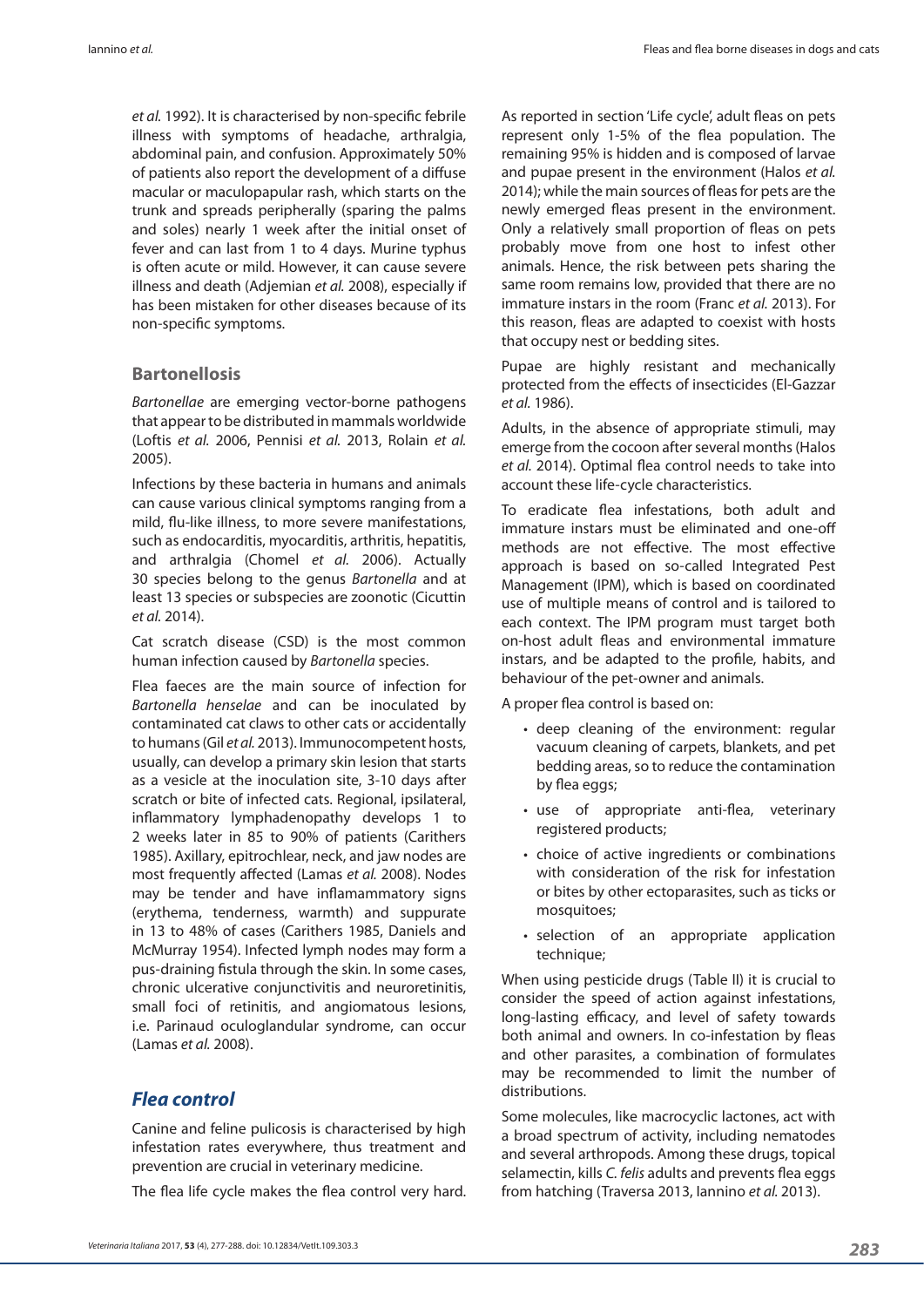*et al.* 1992). It is characterised by non-specific febrile illness with symptoms of headache, arthralgia, abdominal pain, and confusion. Approximately 50% of patients also report the development of a diffuse macular or maculopapular rash, which starts on the trunk and spreads peripherally (sparing the palms and soles) nearly 1 week after the initial onset of fever and can last from 1 to 4 days. Murine typhus is often acute or mild. However, it can cause severe illness and death (Adjemian *et al.* 2008), especially if has been mistaken for other diseases because of its non-specific symptoms.

### Bartonellosis

*Bartonellae* are emerging vector-borne pathogens that appear to be distributed in mammals worldwide (Loftis *et al.* 2006, Pennisi *et al.* 2013, Rolain *et al.* 2005).

Infections by these bacteria in humans and animals can cause various clinical symptoms ranging from a mild, flu-like illness, to more severe manifestations, such as endocarditis, myocarditis, arthritis, hepatitis, and arthralgia (Chomel *et al.* 2006). Actually 30 species belong to the genus *Bartonella* and at least 13 species or subspecies are zoonotic (Cicuttin *et al.* 2014).

Cat scratch disease (CSD) is the most common human infection caused by *Bartonella* species.

Flea faeces are the main source of infection for *Bartonella henselae* and can be inoculated by contaminated cat claws to other cats or accidentally to humans (Gil *et al.* 2013). Immunocompetent hosts, usually, can develop a primary skin lesion that starts as a vesicle at the inoculation site, 3-10 days after scratch or bite of infected cats. Regional, ipsilateral, inflammatory lymphadenopathy develops 1 to 2 weeks later in 85 to 90% of patients (Carithers 1985). Axillary, epitrochlear, neck, and jaw nodes are most frequently affected (Lamas *et al.* 2008). Nodes may be tender and have inflamammatory signs (erythema, tenderness, warmth) and suppurate in 13 to 48% of cases (Carithers 1985, Daniels and McMurray 1954). Infected lymph nodes may form a pus-draining fistula through the skin. In some cases, chronic ulcerative conjunctivitis and neuroretinitis, small foci of retinitis, and angiomatous lesions, i.e. Parinaud oculoglandular syndrome, can occur (Lamas *et al.* 2008).

## *Flea control*

Canine and feline pulicosis is characterised by high infestation rates everywhere, thus treatment and prevention are crucial in veterinary medicine.

The flea life cycle makes the flea control very hard. As reported in section 'Life cycle', adult fleas on pets represent only 1-5% of the flea population. The remaining 95% is hidden and is composed of larvae and pupae present in the environment (Halos *et al.* 2014); while the main sources of fleas for pets are the newly emerged fleas present in the environment. Only a relatively small proportion of fleas on pets probably move from one host to infest other animals. Hence, the risk between pets sharing the same room remains low, provided that there are no immature instars in the room (Franc *et al.* 2013). For this reason, fleas are adapted to coexist with hosts that occupy nest or bedding sites.

Pupae are highly resistant and mechanically protected from the effects of insecticides (El-Gazzar *et al.* 1986).

Adults, in the absence of appropriate stimuli, may emerge from the cocoon after several months (Halos *et al.* 2014). Optimal flea control needs to take into account these life-cycle characteristics.

To eradicate flea infestations, both adult and immature instars must be eliminated and one-off methods are not effective. The most effective approach is based on so-called Integrated Pest Management (IPM), which is based on coordinated use of multiple means of control and is tailored to each context. The IPM program must target both on-host adult fleas and environmental immature instars, and be adapted to the profile, habits, and behaviour of the pet-owner and animals.

A proper flea control is based on:

- deep cleaning of the environment: regular vacuum cleaning of carpets, blankets, and pet bedding areas, so to reduce the contamination by flea eggs;
- use of appropriate anti-flea, veterinary registered products;
- choice of active ingredients or combinations with consideration of the risk for infestation or bites by other ectoparasites, such as ticks or mosquitoes;
- selection of an appropriate application technique;

When using pesticide drugs (Table II) it is crucial to consider the speed of action against infestations, long-lasting efficacy, and level of safety towards both animal and owners. In co-infestation by fleas and other parasites, a combination of formulates may be recommended to limit the number of distributions.

Some molecules, like macrocyclic lactones, act with a broad spectrum of activity, including nematodes and several arthropods. Among these drugs, topical selamectin, kills *C. felis* adults and prevents flea eggs from hatching (Traversa 2013, Iannino *et al.* 2013).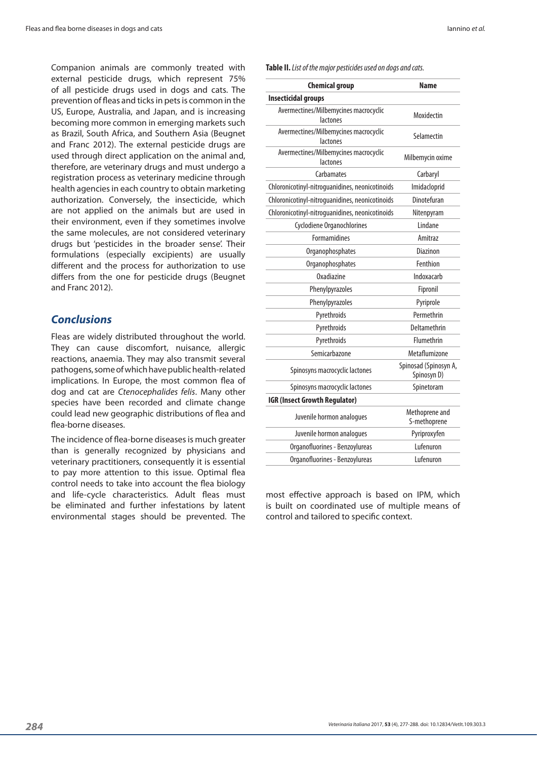Companion animals are commonly treated with external pesticide drugs, which represent 75% of all pesticide drugs used in dogs and cats. The prevention of fleas and ticks in pets is common in the US, Europe, Australia, and Japan, and is increasing becoming more common in emerging markets such as Brazil, South Africa, and Southern Asia (Beugnet and Franc 2012). The external pesticide drugs are used through direct application on the animal and, therefore, are veterinary drugs and must undergo a registration process as veterinary medicine through health agencies in each country to obtain marketing authorization. Conversely, the insecticide, which are not applied on the animals but are used in their environment, even if they sometimes involve the same molecules, are not considered veterinary drugs but 'pesticides in the broader sense'. Their formulations (especially excipients) are usually different and the process for authorization to use differs from the one for pesticide drugs (Beugnet and Franc 2012).

**Table II.** *List of the major pesticides used on dogs and cats.*

| Chemical group | Name |
|---|---|
| **Insecticidal groups** | |
| Avermectines/Milbemycines macrocyclic lactones | Moxidectin |
| Avermectines/Milbemycines macrocyclic lactones | Selamectin |
| Avermectines/Milbemycines macrocyclic lactones | Milbemycin oxime |
| Carbamates | Carbaryl |
| Chloronicotinyl-nitroguanidines, neonicotinoids | Imidacloprid |
| Chloronicotinyl-nitroguanidines, neonicotinoids | Dinotefuran |
| Chloronicotinyl-nitroguanidines, neonicotinoids | Nitenpyram |
| Cyclodiene Organochlorines | Lindane |
| Formamidines | Amitraz |
| Organophosphates | Diazinon |
| Organophosphates | Fenthion |
| Oxadiazine | Indoxacarb |
| Phenylpyrazoles | Fipronil |
| Phenylpyrazoles | Pyriprole |
| Pyrethroids | Permethrin |
| Pyrethroids | Deltamethrin |
| Pyrethroids | Flumethrin |
| Semicarbazone | Metaflumizone |
| Spinosyns macrocyclic lactones | Spinosad (Spinosyn A, Spinosyn D) |
| Spinosyns macrocyclic lactones | Spinetoram |
| **IGR (Insect Growth Regulator)** | |
| Juvenile hormon analogues | Methoprene and S-methoprene |
| Juvenile hormon analogues | Pyriproxyfen |
| Organofluorines - Benzoylureas | Lufenuron |
| Organofluorines - Benzoylureas | Lufenuron |

## *Conclusions*

Fleas are widely distributed throughout the world. They can cause discomfort, nuisance, allergic reactions, anaemia. They may also transmit several pathogens, some of which have public health-related implications. In Europe, the most common flea of dog and cat are *Ctenocephalides felis*. Many other species have been recorded and climate change could lead new geographic distributions of flea and flea-borne diseases.

The incidence of flea-borne diseases is much greater than is generally recognized by physicians and veterinary practitioners, consequently it is essential to pay more attention to this issue. Optimal flea control needs to take into account the flea biology and life-cycle characteristics. Adult fleas must be eliminated and further infestations by latent environmental stages should be prevented. The most effective approach is based on IPM, which is built on coordinated use of multiple means of control and tailored to specific context.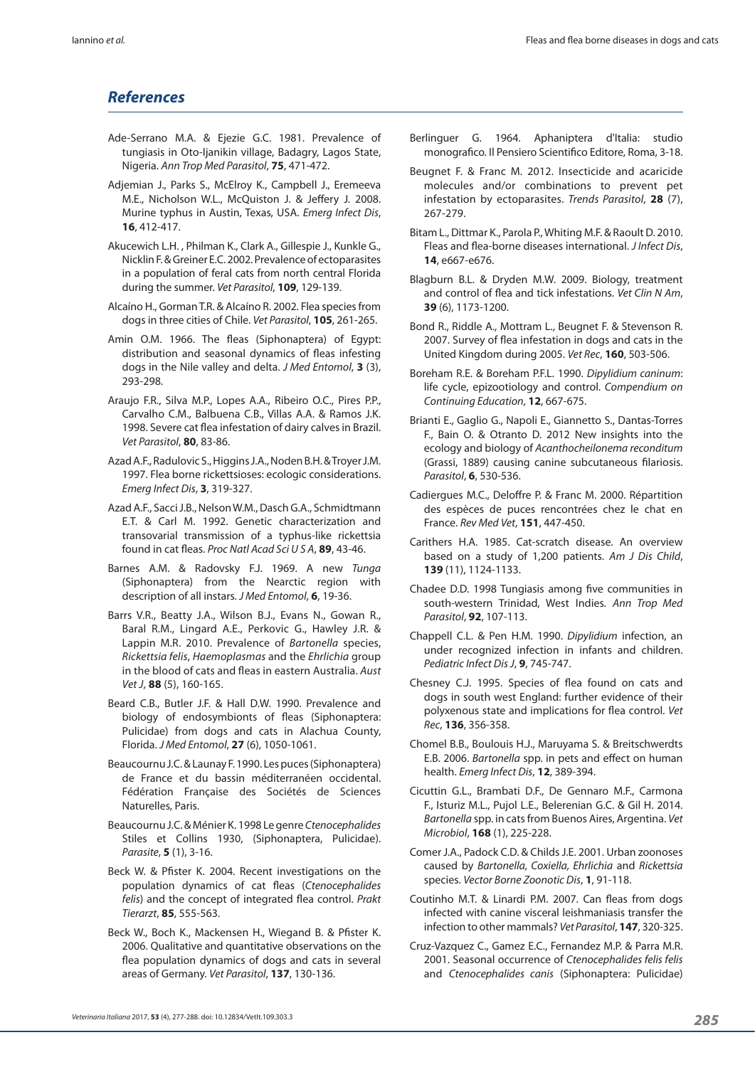## References

Ade-Serrano M.A. & Ejezie G.C. 1981. Prevalence of tungiasis in Oto-Ijanikin village, Badagry, Lagos State, Nigeria. *Ann Trop Med Parasitol*, **75**, 471-472.

Adjemian J., Parks S., McElroy K., Campbell J., Eremeeva M.E., Nicholson W.L., McQuiston J. & Jeffery J. 2008. Murine typhus in Austin, Texas, USA. *Emerg Infect Dis*, **16**, 412-417.

Akucewich L.H. , Philman K., Clark A., Gillespie J., Kunkle G., Nicklin F. & Greiner E.C. 2002. Prevalence of ectoparasites in a population of feral cats from north central Florida during the summer. *Vet Parasitol*, **109**, 129-139.

Alcaíno H., Gorman T.R. & Alcaíno R. 2002. Flea species from dogs in three cities of Chile. *Vet Parasitol*, **105**, 261-265.

Amin O.M. 1966. The fleas (Siphonaptera) of Egypt: distribution and seasonal dynamics of fleas infesting dogs in the Nile valley and delta. *J Med Entomol*, **3** (3), 293-298.

Araujo F.R., Silva M.P., Lopes A.A., Ribeiro O.C., Pires P.P., Carvalho C.M., Balbuena C.B., Villas A.A. & Ramos J.K. 1998. Severe cat flea infestation of dairy calves in Brazil. *Vet Parasitol*, **80**, 83-86.

Azad A.F., Radulovic S., Higgins J.A., Noden B.H. & Troyer J.M. 1997. Flea borne rickettsioses: ecologic considerations. *Emerg Infect Dis*, **3**, 319-327.

Azad A.F., Sacci J.B., Nelson W.M., Dasch G.A., Schmidtmann E.T. & Carl M. 1992. Genetic characterization and transovarial transmission of a typhus-like rickettsia found in cat fleas. *Proc Natl Acad Sci U S A*, **89**, 43-46.

Barnes A.M. & Radovsky F.J. 1969. A new *Tunga* (Siphonaptera) from the Nearctic region with description of all instars. *J Med Entomol*, **6**, 19-36.

Barrs V.R., Beatty J.A., Wilson B.J., Evans N., Gowan R., Baral R.M., Lingard A.E., Perkovic G., Hawley J.R. & Lappin M.R. 2010. Prevalence of *Bartonella* species, *Rickettsia felis*, *Haemoplasmas* and the *Ehrlichia* group in the blood of cats and fleas in eastern Australia. *Aust Vet J*, **88** (5), 160-165.

Beard C.B., Butler J.F. & Hall D.W. 1990. Prevalence and biology of endosymbionts of fleas (Siphonaptera: Pulicidae) from dogs and cats in Alachua County, Florida. *J Med Entomol*, **27** (6), 1050-1061.

Beaucournu J.C. & Launay F. 1990. Les puces (Siphonaptera) de France et du bassin méditerranéen occidental. Fédération Française des Sociétés de Sciences Naturelles, Paris.

Beaucournu J.C. & Ménier K. 1998 Le genre *Ctenocephalides* Stiles et Collins 1930, (Siphonaptera, Pulicidae). *Parasite*, **5** (1), 3-16.

Beck W. & Pfister K. 2004. Recent investigations on the population dynamics of cat fleas (*Ctenocephalides felis*) and the concept of integrated flea control. *Prakt Tierarzt*, **85**, 555-563.

Beck W., Boch K., Mackensen H., Wiegand B. & Pfister K. 2006. Qualitative and quantitative observations on the flea population dynamics of dogs and cats in several areas of Germany. *Vet Parasitol*, **137**, 130-136.

Berlinguer G. 1964. Aphaniptera d'Italia: studio monografico. Il Pensiero Scientifico Editore, Roma, 3-18.

Beugnet F. & Franc M. 2012. Insecticide and acaricide molecules and/or combinations to prevent pet infestation by ectoparasites. *Trends Parasitol*, **28** (7), 267-279.

Bitam I., Dittmar K., Parola P., Whiting M.F. & Raoult D. 2010. Fleas and flea-borne diseases international. *J Infect Dis*, **14**, e667-e676.

Blagburn B.L. & Dryden M.W. 2009. Biology, treatment and control of flea and tick infestations. *Vet Clin N Am*, **39** (6), 1173-1200.

Bond R., Riddle A., Mottram L., Beugnet F. & Stevenson R. 2007. Survey of flea infestation in dogs and cats in the United Kingdom during 2005. *Vet Rec*, **160**, 503-506.

Boreham R.E. & Boreham P.F.L. 1990. *Dipylidium caninum*: life cycle, epizootiology and control. *Compendium on Continuing Education*, **12**, 667-675.

Brianti E., Gaglio G., Napoli E., Giannetto S., Dantas-Torres F., Bain O. & Otranto D. 2012 New insights into the ecology and biology of *Acanthocheilonema reconditum* (Grassi, 1889) causing canine subcutaneous filariosis. *Parasitol*, **6**, 530-536.

Cadiergues M.C., Deloffre P. & Franc M. 2000. Répartition des espèces de puces rencontrées chez le chat en France. *Rev Med Vet*, **151**, 447-450.

Carithers H.A. 1985. Cat-scratch disease. An overview based on a study of 1,200 patients. *Am J Dis Child*, **139** (11), 1124-1133.

Chadee D.D. 1998 Tungiasis among five communities in south-western Trinidad, West Indies. *Ann Trop Med Parasitol*, **92**, 107-113.

Chappell C.L. & Pen H.M. 1990. *Dipylidium* infection, an under recognized infection in infants and children. *Pediatric Infect Dis J*, **9**, 745-747.

Chesney C.J. 1995. Species of flea found on cats and dogs in south west England: further evidence of their polyxenous state and implications for flea control. *Vet Rec*, **136**, 356-358.

Chomel B.B., Boulouis H.J., Maruyama S. & Breitschwerdts E.B. 2006. *Bartonella* spp. in pets and effect on human health. *Emerg Infect Dis*, **12**, 389-394.

Cicuttin G.L., Brambati D.F., De Gennaro M.F., Carmona F., Isturiz M.L., Pujol L.E., Belerenian G.C. & Gil H. 2014. *Bartonella* spp. in cats from Buenos Aires, Argentina. *Vet Microbiol*, **168** (1), 225-228.

Comer J.A., Padock C.D. & Childs J.E. 2001. Urban zoonoses caused by *Bartonella, Coxiella, Ehrlichia* and *Rickettsia* species. *Vector Borne Zoonotic Dis*, **1**, 91-118.

Coutinho M.T. & Linardi P.M. 2007. Can fleas from dogs infected with canine visceral leishmaniasis transfer the infection to other mammals? *Vet Parasitol*, **147**, 320-325.

Cruz-Vazquez C., Gamez E.C., Fernandez M.P. & Parra M.R. 2001. Seasonal occurrence of *Ctenocephalides felis felis* and *Ctenocephalides canis* (Siphonaptera: Pulicidae)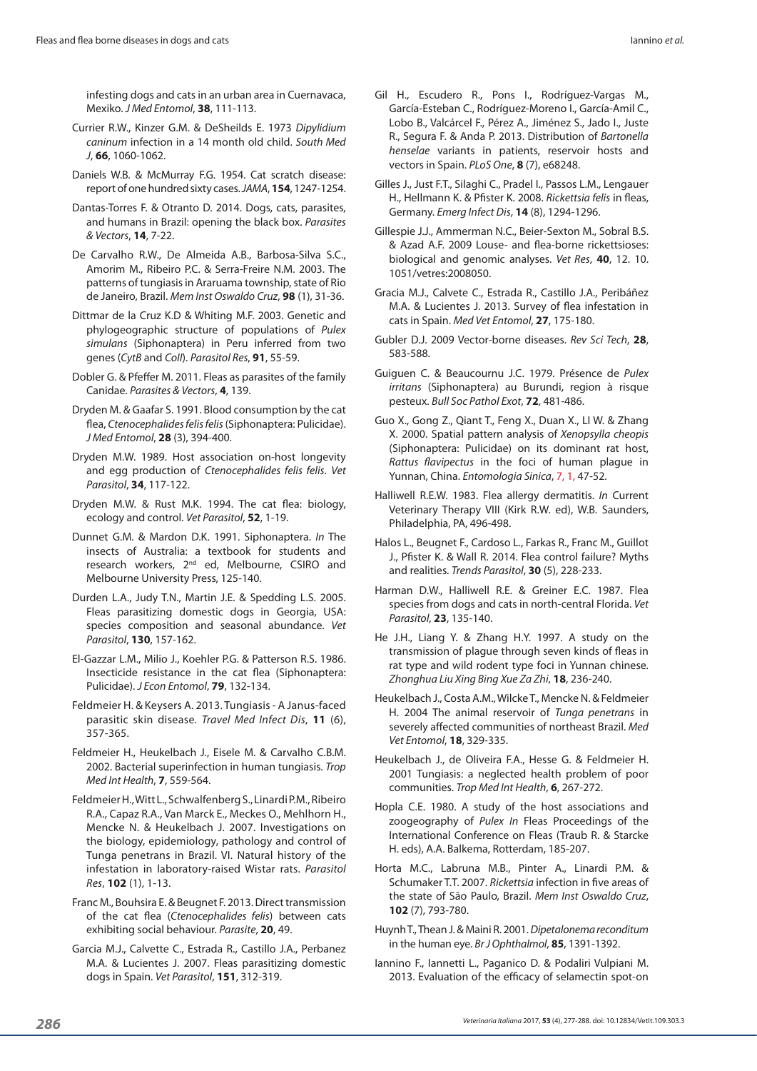infesting dogs and cats in an urban area in Cuernavaca, Mexiko. *J Med Entomol*, **38**, 111-113.

Currier R.W., Kinzer G.M. & DeSheilds E. 1973 *Dipylidium caninum* infection in a 14 month old child. *South Med J*, **66**, 1060-1062.

Daniels W.B. & McMurray F.G. 1954. Cat scratch disease: report of one hundred sixty cases. *JAMA*, **154**, 1247-1254.

Dantas-Torres F. & Otranto D. 2014. Dogs, cats, parasites, and humans in Brazil: opening the black box. *Parasites & Vectors*, **14**, 7-22.

De Carvalho R.W., De Almeida A.B., Barbosa-Silva S.C., Amorim M., Ribeiro P.C. & Serra-Freire N.M. 2003. The patterns of tungiasis in Araruama township, state of Rio de Janeiro, Brazil. *Mem Inst Oswaldo Cruz*, **98** (1), 31-36.

Dittmar de la Cruz K.D & Whiting M.F. 2003. Genetic and phylogeographic structure of populations of *Pulex simulans* (Siphonaptera) in Peru inferred from two genes (*CytB* and *CoII*). *Parasitol Res*, **91**, 55-59.

Dobler G. & Pfeffer M. 2011. Fleas as parasites of the family Canidae. *Parasites & Vectors*, **4**, 139.

Dryden M. & Gaafar S. 1991. Blood consumption by the cat flea, *Ctenocephalides felis felis* (Siphonaptera: Pulicidae). *J Med Entomol*, **28** (3), 394-400.

Dryden M.W. 1989. Host association on-host longevity and egg production of *Ctenocephalides felis felis*. *Vet Parasitol*, **34**, 117-122.

Dryden M.W. & Rust M.K. 1994. The cat flea: biology, ecology and control. *Vet Parasitol*, **52**, 1-19.

Dunnet G.M. & Mardon D.K. 1991. Siphonaptera. *In* The insects of Australia: a textbook for students and research workers, 2nd ed, Melbourne, CSIRO and Melbourne University Press, 125-140.

Durden L.A., Judy T.N., Martin J.E. & Spedding L.S. 2005. Fleas parasitizing domestic dogs in Georgia, USA: species composition and seasonal abundance. *Vet Parasitol*, **130**, 157-162.

El-Gazzar L.M., Milio J., Koehler P.G. & Patterson R.S. 1986. Insecticide resistance in the cat flea (Siphonaptera: Pulicidae). *J Econ Entomol*, **79**, 132-134.

Feldmeier H. & Keysers A. 2013. Tungiasis - A Janus-faced parasitic skin disease. *Travel Med Infect Dis*, **11** (6), 357-365.

Feldmeier H., Heukelbach J., Eisele M. & Carvalho C.B.M. 2002. Bacterial superinfection in human tungiasis. *Trop Med Int Health*, **7**, 559-564.

Feldmeier H., Witt L., Schwalfenberg S., Linardi P.M., Ribeiro R.A., Capaz R.A., Van Marck E., Meckes O., Mehlhorn H., Mencke N. & Heukelbach J. 2007. Investigations on the biology, epidemiology, pathology and control of Tunga penetrans in Brazil. VI. Natural history of the infestation in laboratory-raised Wistar rats. *Parasitol Res*, **102** (1), 1-13.

Franc M., Bouhsira E. & Beugnet F. 2013. Direct transmission of the cat flea (*Ctenocephalides felis*) between cats exhibiting social behaviour. *Parasite*, **20**, 49.

Garcia M.J., Calvette C., Estrada R., Castillo J.A., Perbanez M.A. & Lucientes J. 2007. Fleas parasitizing domestic dogs in Spain. *Vet Parasitol*, **151**, 312-319.

Gil H., Escudero R., Pons I., Rodríguez-Vargas M., García-Esteban C., Rodríguez-Moreno I., García-Amil C., Lobo B., Valcárcel F., Pérez A., Jiménez S., Jado I., Juste R., Segura F. & Anda P. 2013. Distribution of *Bartonella henselae* variants in patients, reservoir hosts and vectors in Spain. *PLoS One*, **8** (7), e68248.

Gilles J., Just F.T., Silaghi C., Pradel I., Passos L.M., Lengauer H., Hellmann K. & Pfister K. 2008. *Rickettsia felis* in fleas, Germany. *Emerg Infect Dis*, **14** (8), 1294-1296.

Gillespie J.J., Ammerman N.C., Beier-Sexton M., Sobral B.S. & Azad A.F. 2009 Louse- and flea-borne rickettsioses: biological and genomic analyses. *Vet Res*, **40**, 12. 10. 1051/vetres:2008050.

Gracia M.J., Calvete C., Estrada R., Castillo J.A., Peribáñez M.A. & Lucientes J. 2013. Survey of flea infestation in cats in Spain. *Med Vet Entomol*, **27**, 175-180.

Gubler D.J. 2009 Vector-borne diseases. *Rev Sci Tech*, **28**, 583-588.

Guiguen C. & Beaucournu J.C. 1979. Présence de *Pulex irritans* (Siphonaptera) au Burundi, region à risque pesteux. *Bull Soc Pathol Exot*, **72**, 481-486.

Guo X., Gong Z., Qiant T., Feng X., Duan X., LI W. & Zhang X. 2000. Spatial pattern analysis of *Xenopsylla cheopis* (Siphonaptera: Pulicidae) on its dominant rat host, *Rattus flavipectus* in the foci of human plague in Yunnan, China. *Entomologia Sinica*, 7, 1, 47-52.

Halliwell R.E.W. 1983. Flea allergy dermatitis. *In* Current Veterinary Therapy VIII (Kirk R.W. ed), W.B. Saunders, Philadelphia, PA, 496-498.

Halos L., Beugnet F., Cardoso L., Farkas R., Franc M., Guillot J., Pfister K. & Wall R. 2014. Flea control failure? Myths and realities. *Trends Parasitol*, **30** (5), 228-233.

Harman D.W., Halliwell R.E. & Greiner E.C. 1987. Flea species from dogs and cats in north-central Florida. *Vet Parasitol*, **23**, 135-140.

He J.H., Liang Y. & Zhang H.Y. 1997. A study on the transmission of plague through seven kinds of fleas in rat type and wild rodent type foci in Yunnan chinese. *Zhonghua Liu Xing Bing Xue Za Zhi*, **18**, 236-240.

Heukelbach J., Costa A.M., Wilcke T., Mencke N. & Feldmeier H. 2004 The animal reservoir of *Tunga penetrans* in severely affected communities of northeast Brazil. *Med Vet Entomol*, **18**, 329-335.

Heukelbach J., de Oliveira F.A., Hesse G. & Feldmeier H. 2001 Tungiasis: a neglected health problem of poor communities. *Trop Med Int Health*, **6**, 267-272.

Hopla C.E. 1980. A study of the host associations and zoogeography of *Pulex In* Fleas Proceedings of the International Conference on Fleas (Traub R. & Starcke H. eds), A.A. Balkema, Rotterdam, 185-207.

Horta M.C., Labruna M.B., Pinter A., Linardi P.M. & Schumaker T.T. 2007. *Rickettsia* infection in five areas of the state of São Paulo, Brazil. *Mem Inst Oswaldo Cruz*, **102** (7), 793-780.

Huynh T., Thean J. & Maini R. 2001. *Dipetalonema reconditum* in the human eye. *Br J Ophthalmol*, **85**, 1391-1392.

Iannino F., Iannetti L., Paganico D. & Podaliri Vulpiani M. 2013. Evaluation of the efficacy of selamectin spot-on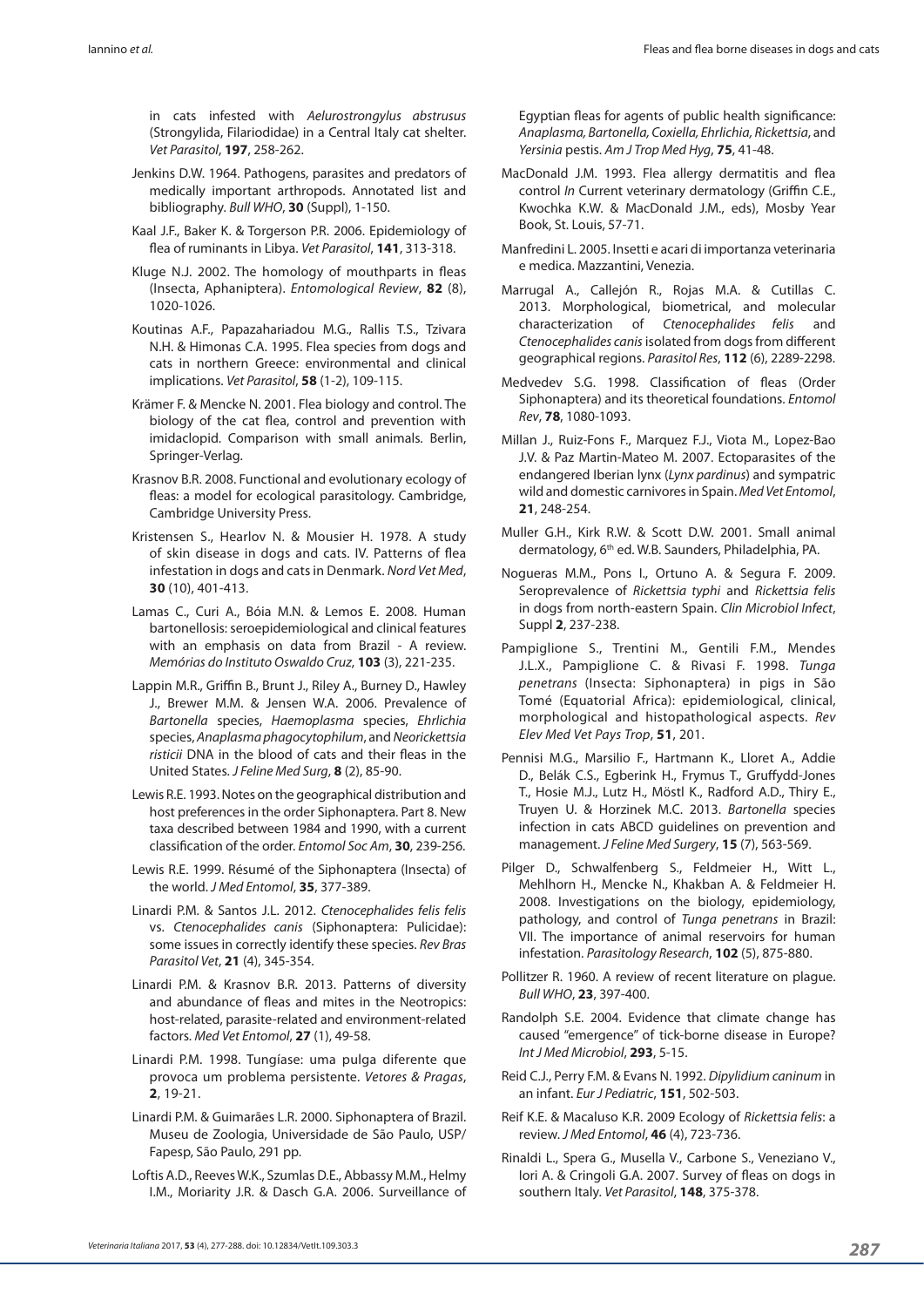in cats infested with *Aelurostrongylus abstrusus* (Strongylida, Filariodidae) in a Central Italy cat shelter. *Vet Parasitol*, **197**, 258-262.

Jenkins D.W. 1964. Pathogens, parasites and predators of medically important arthropods. Annotated list and bibliography. *Bull WHO*, **30** (Suppl), 1-150.

Kaal J.F., Baker K. & Torgerson P.R. 2006. Epidemiology of flea of ruminants in Libya. *Vet Parasitol*, **141**, 313-318.

Kluge N.J. 2002. The homology of mouthparts in fleas (Insecta, Aphaniptera). *Entomological Review*, **82** (8), 1020-1026.

Koutinas A.F., Papazahariadou M.G., Rallis T.S., Tzivara N.H. & Himonas C.A. 1995. Flea species from dogs and cats in northern Greece: environmental and clinical implications. *Vet Parasitol*, **58** (1-2), 109-115.

Krämer F. & Mencke N. 2001. Flea biology and control. The biology of the cat flea, control and prevention with imidaclopid. Comparison with small animals. Berlin, Springer-Verlag.

Krasnov B.R. 2008. Functional and evolutionary ecology of fleas: a model for ecological parasitology. Cambridge, Cambridge University Press.

Kristensen S., Hearlov N. & Mousier H. 1978. A study of skin disease in dogs and cats. IV. Patterns of flea infestation in dogs and cats in Denmark. *Nord Vet Med*, **30** (10), 401-413.

Lamas C., Curi A., Bóia M.N. & Lemos E. 2008. Human bartonellosis: seroepidemiological and clinical features with an emphasis on data from Brazil - A review. *Memórias do Instituto Oswaldo Cruz*, **103** (3), 221-235.

Lappin M.R., Griffin B., Brunt J., Riley A., Burney D., Hawley J., Brewer M.M. & Jensen W.A. 2006. Prevalence of *Bartonella* species, *Haemoplasma* species, *Ehrlichia* species, *Anaplasma phagocytophilum*, and *Neorickettsia risticii* DNA in the blood of cats and their fleas in the United States. *J Feline Med Surg*, **8** (2), 85-90.

Lewis R.E. 1993. Notes on the geographical distribution and host preferences in the order Siphonaptera. Part 8. New taxa described between 1984 and 1990, with a current classification of the order. *Entomol Soc Am*, **30**, 239-256.

Lewis R.E. 1999. Résumé of the Siphonaptera (Insecta) of the world. *J Med Entomol*, **35**, 377-389.

Linardi P.M. & Santos J.L. 2012. *Ctenocephalides felis felis* vs. *Ctenocephalides canis* (Siphonaptera: Pulicidae): some issues in correctly identify these species. *Rev Bras Parasitol Vet*, **21** (4), 345-354.

Linardi P.M. & Krasnov B.R. 2013. Patterns of diversity and abundance of fleas and mites in the Neotropics: host-related, parasite-related and environment-related factors. *Med Vet Entomol*, **27** (1), 49-58.

Linardi P.M. 1998. Tungíase: uma pulga diferente que provoca um problema persistente. *Vetores & Pragas*, **2**, 19-21.

Linardi P.M. & Guimarães L.R. 2000. Siphonaptera of Brazil. Museu de Zoologia, Universidade de São Paulo, USP/ Fapesp, São Paulo, 291 pp.

Loftis A.D., Reeves W.K., Szumlas D.E., Abbassy M.M., Helmy I.M., Moriarity J.R. & Dasch G.A. 2006. Surveillance of Egyptian fleas for agents of public health significance: *Anaplasma, Bartonella, Coxiella, Ehrlichia, Rickettsia*, and *Yersinia* pestis. *Am J Trop Med Hyg*, **75**, 41-48.

MacDonald J.M. 1993. Flea allergy dermatitis and flea control *In* Current veterinary dermatology (Griffin C.E., Kwochka K.W. & MacDonald J.M., eds), Mosby Year Book, St. Louis, 57-71.

Manfredini L. 2005. Insetti e acari di importanza veterinaria e medica. Mazzantini, Venezia.

Marrugal A., Callejón R., Rojas M.A. & Cutillas C. 2013. Morphological, biometrical, and molecular characterization of *Ctenocephalides felis* and *Ctenocephalides canis* isolated from dogs from different geographical regions. *Parasitol Res*, **112** (6), 2289-2298.

Medvedev S.G. 1998. Classification of fleas (Order Siphonaptera) and its theoretical foundations. *Entomol Rev*, **78**, 1080-1093.

Millan J., Ruiz-Fons F., Marquez F.J., Viota M., Lopez-Bao J.V. & Paz Martin-Mateo M. 2007. Ectoparasites of the endangered Iberian lynx (*Lynx pardinus*) and sympatric wild and domestic carnivores in Spain. *Med Vet Entomol*, **21**, 248-254.

Muller G.H., Kirk R.W. & Scott D.W. 2001. Small animal dermatology, 6th ed. W.B. Saunders, Philadelphia, PA.

Nogueras M.M., Pons I., Ortuno A. & Segura F. 2009. Seroprevalence of *Rickettsia typhi* and *Rickettsia felis* in dogs from north-eastern Spain. *Clin Microbiol Infect*, Suppl **2**, 237-238.

Pampiglione S., Trentini M., Gentili F.M., Mendes J.L.X., Pampiglione C. & Rivasi F. 1998. *Tunga penetrans* (Insecta: Siphonaptera) in pigs in São Tomé (Equatorial Africa): epidemiological, clinical, morphological and histopathological aspects. *Rev Elev Med Vet Pays Trop*, **51**, 201.

Pennisi M.G., Marsilio F., Hartmann K., Lloret A., Addie D., Belák C.S., Egberink H., Frymus T., Gruffydd-Jones T., Hosie M.J., Lutz H., Möstl K., Radford A.D., Thiry E., Truyen U. & Horzinek M.C. 2013. *Bartonella* species infection in cats ABCD guidelines on prevention and management. *J Feline Med Surgery*, **15** (7), 563-569.

Pilger D., Schwalfenberg S., Feldmeier H., Witt L., Mehlhorn H., Mencke N., Khakban A. & Feldmeier H. 2008. Investigations on the biology, epidemiology, pathology, and control of *Tunga penetrans* in Brazil: VII. The importance of animal reservoirs for human infestation. *Parasitology Research*, **102** (5), 875-880.

Pollitzer R. 1960. A review of recent literature on plague. *Bull WHO*, **23**, 397-400.

Randolph S.E. 2004. Evidence that climate change has caused "emergence" of tick-borne disease in Europe? *Int J Med Microbiol*, **293**, 5-15.

Reid C.J., Perry F.M. & Evans N. 1992. *Dipylidium caninum* in an infant. *Eur J Pediatric*, **151**, 502-503.

Reif K.E. & Macaluso K.R. 2009 Ecology of *Rickettsia felis*: a review. *J Med Entomol*, **46** (4), 723-736.

Rinaldi L., Spera G., Musella V., Carbone S., Veneziano V., Iori A. & Cringoli G.A. 2007. Survey of fleas on dogs in southern Italy. *Vet Parasitol*, **148**, 375-378.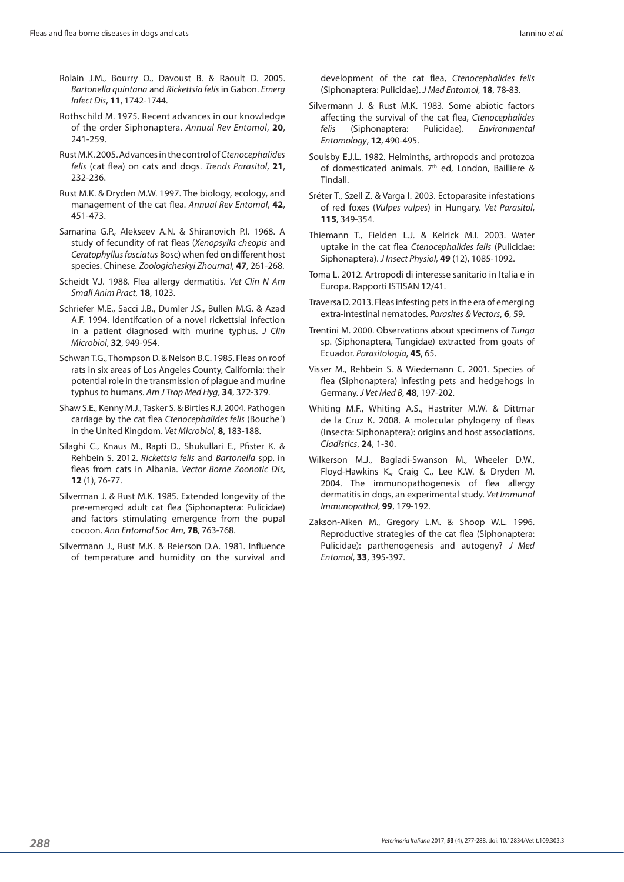Rolain J.M., Bourry O., Davoust B. & Raoult D. 2005. *Bartonella quintana* and *Rickettsia felis* in Gabon. *Emerg Infect Dis*, **11**, 1742-1744.

Rothschild M. 1975. Recent advances in our knowledge of the order Siphonaptera. *Annual Rev Entomol*, **20**, 241-259.

Rust M.K. 2005. Advances in the control of *Ctenocephalides felis* (cat flea) on cats and dogs. *Trends Parasitol*, **21**, 232-236.

Rust M.K. & Dryden M.W. 1997. The biology, ecology, and management of the cat flea. *Annual Rev Entomol*, **42**, 451-473.

Samarina G.P., Alekseev A.N. & Shiranovich P.I. 1968. A study of fecundity of rat fleas (*Xenopsylla cheopis* and *Ceratophyllus fasciatus* Bosc) when fed on different host species. Chinese. *Zoologicheskyi Zhournal*, **47**, 261-268.

Scheidt V.J. 1988. Flea allergy dermatitis. *Vet Clin N Am Small Anim Pract*, **18**, 1023.

Schriefer M.E., Sacci J.B., Dumler J.S., Bullen M.G. & Azad A.F. 1994. Identifcation of a novel rickettsial infection in a patient diagnosed with murine typhus. *J Clin Microbiol*, **32**, 949-954.

Schwan T.G., Thompson D. & Nelson B.C. 1985. Fleas on roof rats in six areas of Los Angeles County, California: their potential role in the transmission of plague and murine typhus to humans. *Am J Trop Med Hyg*, **34**, 372-379.

Shaw S.E., Kenny M.J., Tasker S. & Birtles R.J. 2004. Pathogen carriage by the cat flea *Ctenocephalides felis* (Bouche´) in the United Kingdom. *Vet Microbiol*, **8**, 183-188.

Silaghi C., Knaus M., Rapti D., Shukullari E., Pfister K. & Rehbein S. 2012. *Rickettsia felis* and *Bartonella* spp. in fleas from cats in Albania. *Vector Borne Zoonotic Dis*, **12** (1), 76-77.

Silverman J. & Rust M.K. 1985. Extended longevity of the pre-emerged adult cat flea (Siphonaptera: Pulicidae) and factors stimulating emergence from the pupal cocoon. *Ann Entomol Soc Am*, **78**, 763-768.

Silvermann J., Rust M.K. & Reierson D.A. 1981. Influence of temperature and humidity on the survival and development of the cat flea, *Ctenocephalides felis* (Siphonaptera: Pulicidae). *J Med Entomol*, **18**, 78-83.

Silvermann J. & Rust M.K. 1983. Some abiotic factors affecting the survival of the cat flea, *Ctenocephalides felis* (Siphonaptera: Pulicidae). *Environmental Entomology*, **12**, 490-495.

Soulsby E.J.L. 1982. Helminths, arthropods and protozoa of domesticated animals. 7th ed, London, Bailliere & Tindall.

Sréter T., Szell Z. & Varga I. 2003. Ectoparasite infestations of red foxes (*Vulpes vulpes*) in Hungary. *Vet Parasitol*, **115**, 349-354.

Thiemann T., Fielden L.J. & Kelrick M.I. 2003. Water uptake in the cat flea *Ctenocephalides felis* (Pulicidae: Siphonaptera). *J Insect Physiol*, **49** (12), 1085-1092.

Toma L. 2012. Artropodi di interesse sanitario in Italia e in Europa. Rapporti ISTISAN 12/41.

Traversa D. 2013. Fleas infesting pets in the era of emerging extra-intestinal nematodes. *Parasites & Vectors*, **6**, 59.

Trentini M. 2000. Observations about specimens of *Tunga* sp. (Siphonaptera, Tungidae) extracted from goats of Ecuador. *Parasitologia*, **45**, 65.

Visser M., Rehbein S. & Wiedemann C. 2001. Species of flea (Siphonaptera) infesting pets and hedgehogs in Germany. *J Vet Med B*, **48**, 197-202.

Whiting M.F., Whiting A.S., Hastriter M.W. & Dittmar de la Cruz K. 2008. A molecular phylogeny of fleas (Insecta: Siphonaptera): origins and host associations. *Cladistics*, **24**, 1-30.

Wilkerson M.J., Bagladi-Swanson M., Wheeler D.W., Floyd-Hawkins K., Craig C., Lee K.W. & Dryden M. 2004. The immunopathogenesis of flea allergy dermatitis in dogs, an experimental study. *Vet Immunol Immunopathol*, **99**, 179-192.

Zakson-Aiken M., Gregory L.M. & Shoop W.L. 1996. Reproductive strategies of the cat flea (Siphonaptera: Pulicidae): parthenogenesis and autogeny? *J Med Entomol*, **33**, 395-397.